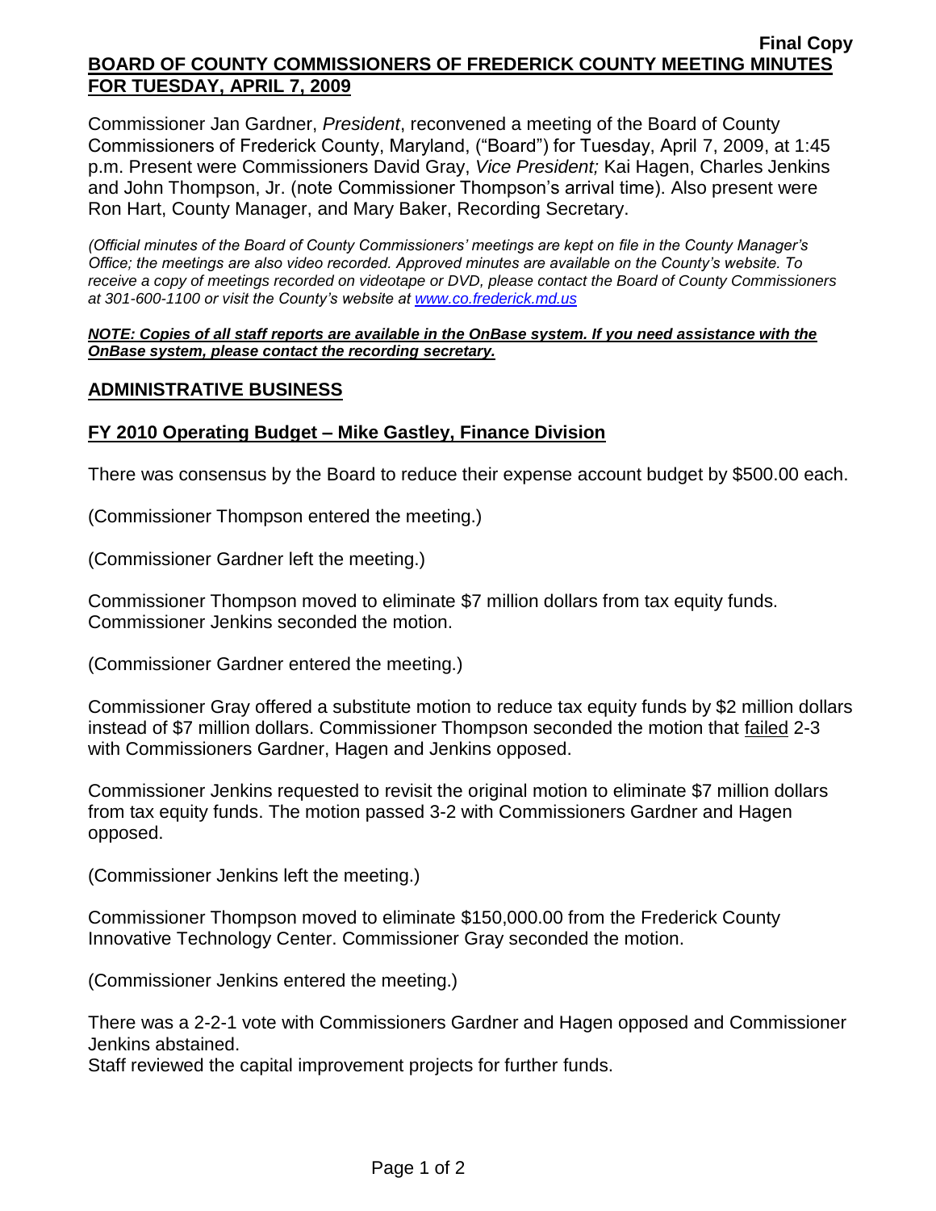**Final Copy**

**BOARD OF COUNTY COMMISSIONERS OF FREDERICK COUNTY MEETING MINUTES FOR TUESDAY, APRIL 7, 2009**

Commissioner Jan Gardner, *President*, reconvened a meeting of the Board of County Commissioners of Frederick County, Maryland, ("Board") for Tuesday, April 7, 2009, at 1:45 p.m. Present were Commissioners David Gray, *Vice President;* Kai Hagen, Charles Jenkins and John Thompson, Jr. (note Commissioner Thompson's arrival time). Also present were Ron Hart, County Manager, and Mary Baker, Recording Secretary.

*(Official minutes of the Board of County Commissioners' meetings are kept on file in the County Manager's Office; the meetings are also video recorded. Approved minutes are available on the County's website. To receive a copy of meetings recorded on videotape or DVD, please contact the Board of County Commissioners at 301-600-1100 or visit the County's website at [www.co.frederick.md.us](www.co.frederick.md.us)*

***NOTE: Copies of all staff reports are available in the OnBase system. If you need assistance with the OnBase system, please contact the recording secretary.***

## ADMINISTRATIVE BUSINESS

### FY 2010 Operating Budget – Mike Gastley, Finance Division

There was consensus by the Board to reduce their expense account budget by $500.00 each.

(Commissioner Thompson entered the meeting.)

(Commissioner Gardner left the meeting.)

Commissioner Thompson moved to eliminate $7 million dollars from tax equity funds. Commissioner Jenkins seconded the motion.

(Commissioner Gardner entered the meeting.)

Commissioner Gray offered a substitute motion to reduce tax equity funds by $2 million dollars instead of $7 million dollars. Commissioner Thompson seconded the motion that failed 2-3 with Commissioners Gardner, Hagen and Jenkins opposed.

Commissioner Jenkins requested to revisit the original motion to eliminate $7 million dollars from tax equity funds. The motion passed 3-2 with Commissioners Gardner and Hagen opposed.

(Commissioner Jenkins left the meeting.)

Commissioner Thompson moved to eliminate $150,000.00 from the Frederick County Innovative Technology Center. Commissioner Gray seconded the motion.

(Commissioner Jenkins entered the meeting.)

There was a 2-2-1 vote with Commissioners Gardner and Hagen opposed and Commissioner Jenkins abstained.

Staff reviewed the capital improvement projects for further funds.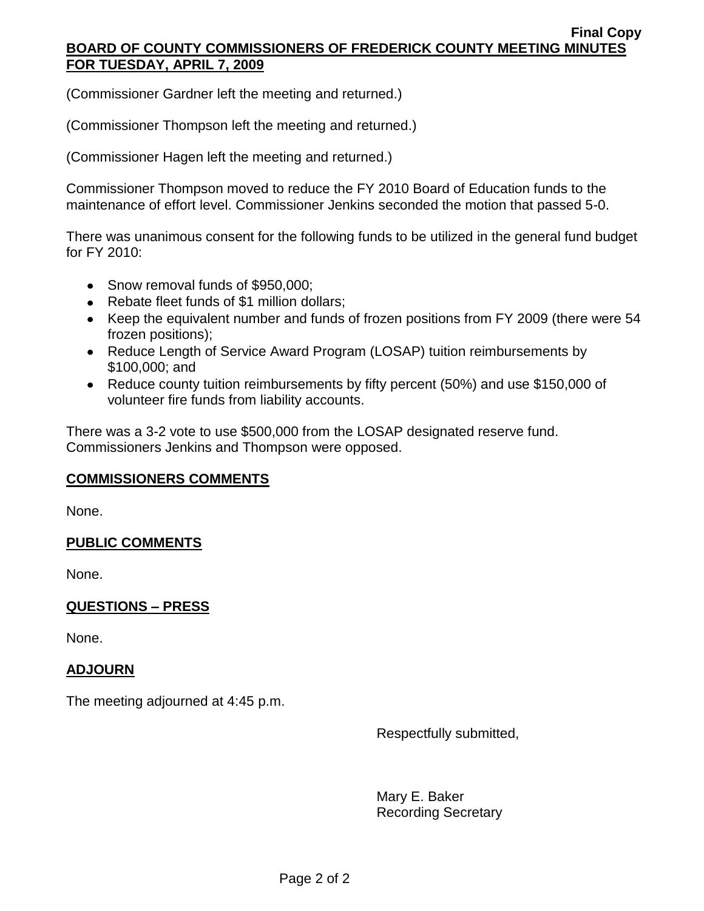(Commissioner Gardner left the meeting and returned.)

(Commissioner Thompson left the meeting and returned.)

(Commissioner Hagen left the meeting and returned.)

Commissioner Thompson moved to reduce the FY 2010 Board of Education funds to the maintenance of effort level. Commissioner Jenkins seconded the motion that passed 5-0.

There was unanimous consent for the following funds to be utilized in the general fund budget for FY 2010:

- Snow removal funds of $950,000;
- Rebate fleet funds of $1 million dollars;
- Keep the equivalent number and funds of frozen positions from FY 2009 (there were 54 frozen positions);
- Reduce Length of Service Award Program (LOSAP) tuition reimbursements by $100,000; and
- Reduce county tuition reimbursements by fifty percent (50%) and use $150,000 of volunteer fire funds from liability accounts.

There was a 3-2 vote to use $500,000 from the LOSAP designated reserve fund. Commissioners Jenkins and Thompson were opposed.

## COMMISSIONERS COMMENTS

None.

## PUBLIC COMMENTS

None.

## QUESTIONS – PRESS

None.

## ADJOURN

The meeting adjourned at 4:45 p.m.

Respectfully submitted,

Mary E. Baker
Recording Secretary